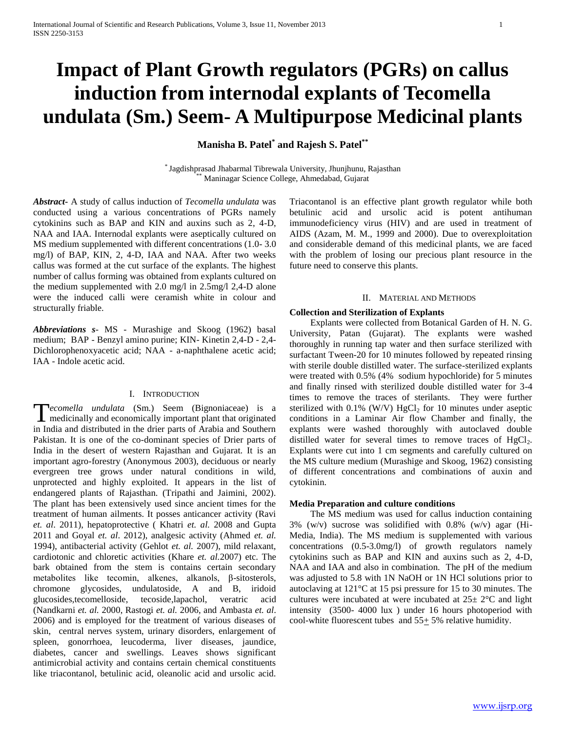# Impact of Plant Growth regulators (PGRs) on callus induction from internodal explants of Tecomella undulata (Sm.) Seem- A Multipurpose Medicinal plants

**Manisha B. Patel[*] and Rajesh S. Patel[**]**

[*] Jagdishprasad Jhabarmal Tibrewala University, Jhunjhunu, Rajasthan
[**] Maninagar Science College, Ahmedabad, Gujarat

***Abstract*-** A study of callus induction of *Tecomella undulata* was conducted using a various concentrations of PGRs namely cytokinins such as BAP and KIN and auxins such as 2, 4-D, NAA and IAA. Internodal explants were aseptically cultured on MS medium supplemented with different concentrations (1.0- 3.0 mg/l) of BAP, KIN, 2, 4-D, IAA and NAA. After two weeks callus was formed at the cut surface of the explants. The highest number of callus forming was obtained from explants cultured on the medium supplemented with 2.0 mg/l in 2.5mg/l 2,4-D alone were the induced calli were ceramish white in colour and structurally friable.

***Abbreviations s*-** MS - Murashige and Skoog (1962) basal medium; BAP - Benzyl amino purine; KIN- Kinetin 2,4-D - 2,4-Dichlorophenoxyacetic acid; NAA - a-naphthalene acetic acid; IAA - Indole acetic acid.

## I. Introduction

*Tecomella undulata* (Sm.) Seem (Bignoniaceae) is a medicinally and economically important plant that originated in India and distributed in the drier parts of Arabia and Southern Pakistan. It is one of the co-dominant species of Drier parts of India in the desert of western Rajasthan and Gujarat. It is an important agro-forestry (Anonymous 2003), deciduous or nearly evergreen tree grows under natural conditions in wild, unprotected and highly exploited. It appears in the list of endangered plants of Rajasthan. (Tripathi and Jaimini, 2002). The plant has been extensively used since ancient times for the treatment of human ailments. It posses anticancer activity (Ravi *et. al*. 2011), hepatoprotective ( Khatri *et. al.* 2008 and Gupta 2011 and Goyal *et. al*. 2012), analgesic activity (Ahmed *et. al.* 1994), antibacterial activity (Gehlot *et. al.* 2007), mild relaxant, cardiotonic and chloretic activities (Khare *et. al.*2007) etc. The bark obtained from the stem is contains certain secondary metabolites like tecomin, alkenes, alkanols, β-sitosterols, chromone glycosides, undulatoside, A and B, iridoid glucosides,tecomelloside, tecoside,lapachol, veratric acid (Nandkarni *et. al.* 2000, Rastogi *et. al.* 2006, and Ambasta *et. al*. 2006) and is employed for the treatment of various diseases of skin, central nerves system, urinary disorders, enlargement of spleen, gonorrhoea, leucoderma, liver diseases, jaundice, diabetes, cancer and swellings. Leaves shows significant antimicrobial activity and contains certain chemical constituents like triacontanol, betulinic acid, oleanolic acid and ursolic acid. Triacontanol is an effective plant growth regulator while both betulinic acid and ursolic acid is potent antihuman immunodeficiency virus (HIV) and are used in treatment of AIDS (Azam, M. M., 1999 and 2000). Due to overexploitation and considerable demand of this medicinal plants, we are faced with the problem of losing our precious plant resource in the future need to conserve this plants.

## II. Material and Methods

### Collection and Sterilization of Explants

Explants were collected from Botanical Garden of H. N. G. University, Patan (Gujarat). The explants were washed thoroughly in running tap water and then surface sterilized with surfactant Tween-20 for 10 minutes followed by repeated rinsing with sterile double distilled water. The surface-sterilized explants were treated with 0.5% (4% sodium hypochloride) for 5 minutes and finally rinsed with sterilized double distilled water for 3-4 times to remove the traces of sterilants. They were further sterilized with 0.1% (W/V) $HgCl_2$ for 10 minutes under aseptic conditions in a Laminar Air flow Chamber and finally, the explants were washed thoroughly with autoclaved double distilled water for several times to remove traces of $HgCl_2$. Explants were cut into 1 cm segments and carefully cultured on the MS culture medium (Murashige and Skoog, 1962) consisting of different concentrations and combinations of auxin and cytokinin.

### Media Preparation and culture conditions

The MS medium was used for callus induction containing 3% (w/v) sucrose was solidified with 0.8% (w/v) agar (Hi-Media, India). The MS medium is supplemented with various concentrations (0.5-3.0mg/l) of growth regulators namely cytokinins such as BAP and KIN and auxins such as 2, 4-D, NAA and IAA and also in combination. The pH of the medium was adjusted to 5.8 with 1N NaOH or 1N HCl solutions prior to autoclaving at 121°C at 15 psi pressure for 15 to 30 minutes. The cultures were incubated at were incubated at 25± 2°C and light intensity (3500- 4000 lux ) under 16 hours photoperiod with cool-white fluorescent tubes and 55± 5% relative humidity.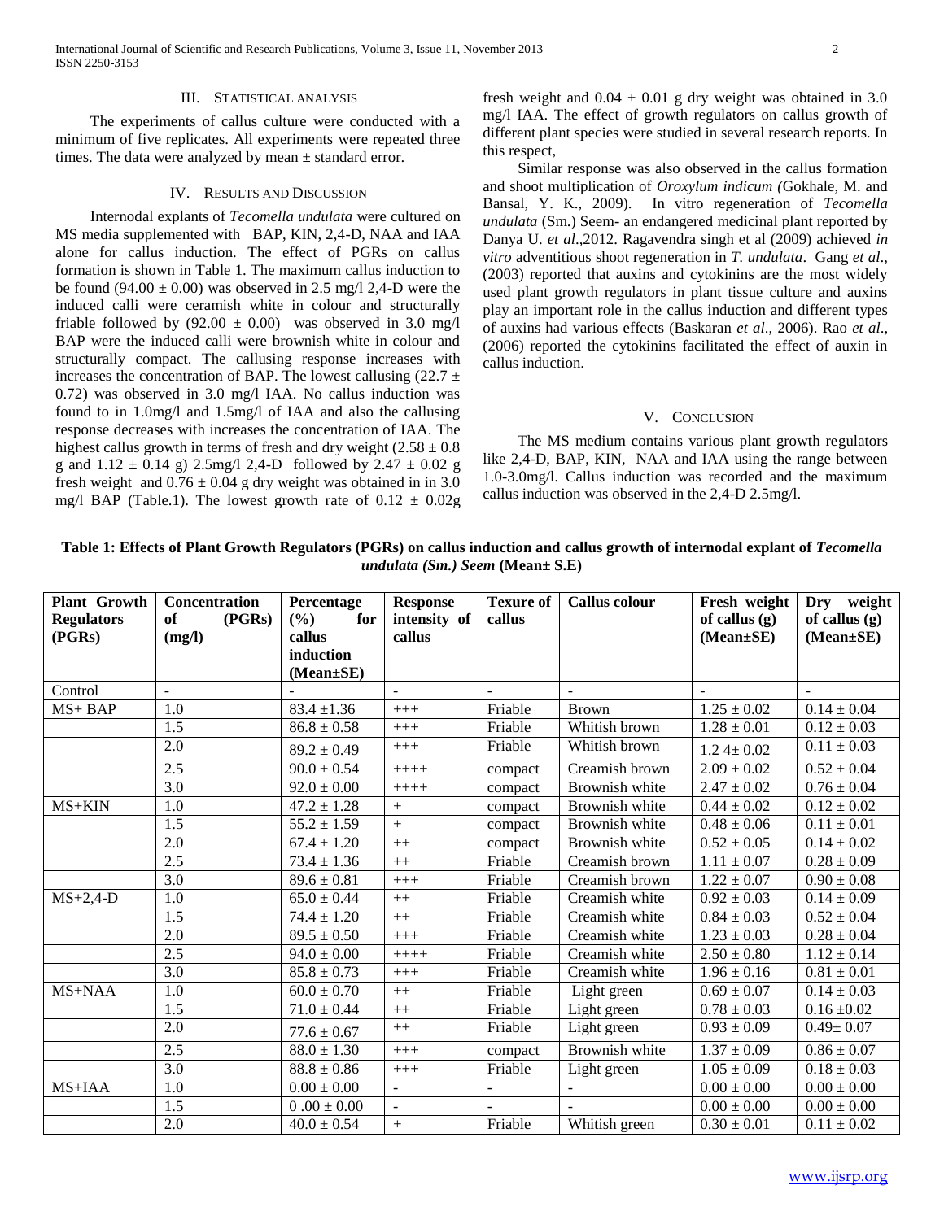## III. Statistical analysis

The experiments of callus culture were conducted with a minimum of five replicates. All experiments were repeated three times. The data were analyzed by mean ± standard error.

## IV. Results and Discussion

Internodal explants of *Tecomella undulata* were cultured on MS media supplemented with BAP, KIN, 2,4-D, NAA and IAA alone for callus induction. The effect of PGRs on callus formation is shown in Table 1. The maximum callus induction to be found (94.00 ± 0.00) was observed in 2.5 mg/l 2,4-D were the induced calli were ceramish white in colour and structurally friable followed by (92.00 ± 0.00) was observed in 3.0 mg/l BAP were the induced calli were brownish white in colour and structurally compact. The callusing response increases with increases the concentration of BAP. The lowest callusing (22.7 ± 0.72) was observed in 3.0 mg/l IAA. No callus induction was found to in 1.0mg/l and 1.5mg/l of IAA and also the callusing response decreases with increases the concentration of IAA. The highest callus growth in terms of fresh and dry weight (2.58 ± 0.8 g and 1.12 ± 0.14 g) 2.5mg/l 2,4-D followed by 2.47 ± 0.02 g fresh weight and 0.76 ± 0.04 g dry weight was obtained in in 3.0 mg/l BAP (Table.1). The lowest growth rate of 0.12 ± 0.02g fresh weight and 0.04 ± 0.01 g dry weight was obtained in 3.0 mg/l IAA. The effect of growth regulators on callus growth of different plant species were studied in several research reports. In this respect,

Similar response was also observed in the callus formation and shoot multiplication of *Oroxylum indicum (*Gokhale, M. and Bansal, Y. K., 2009). In vitro regeneration of *Tecomella undulata* (Sm.) Seem- an endangered medicinal plant reported by Danya U. *et al*.,2012. Ragavendra singh et al (2009) achieved *in vitro* adventitious shoot regeneration in *T. undulata*. Gang *et al*., (2003) reported that auxins and cytokinins are the most widely used plant growth regulators in plant tissue culture and auxins play an important role in the callus induction and different types of auxins had various effects (Baskaran *et al*., 2006). Rao *et al*., (2006) reported the cytokinins facilitated the effect of auxin in callus induction.

## V. Conclusion

The MS medium contains various plant growth regulators like 2,4-D, BAP, KIN, NAA and IAA using the range between 1.0-3.0mg/l. Callus induction was recorded and the maximum callus induction was observed in the 2,4-D 2.5mg/l.

**Table 1: Effects of Plant Growth Regulators (PGRs) on callus induction and callus growth of internodal explant of *Tecomella undulata (Sm.) Seem* (Mean± S.E)**

| Plant Growth Regulators (PGRs) | Concentration of (PGRs) (mg/l) | Percentage (%) for callus induction (Mean±SE) | Response intensity of callus | Texure of callus | Callus colour | Fresh weight of callus (g) (Mean±SE) | Dry weight of callus (g) (Mean±SE) |
|---|---|---|---|---|---|---|---|
| Control | - | - | - | - | - | - | - |
| MS+ BAP | 1.0 | 83.4 ±1.36 | +++ | Friable | Brown | 1.25 ± 0.02 | 0.14 ± 0.04 |
| | 1.5 | 86.8 ± 0.58 | +++ | Friable | Whitish brown | 1.28 ± 0.01 | 0.12 ± 0.03 |
| | 2.0 | 89.2 ± 0.49 | +++ | Friable | Whitish brown | 1.2 4± 0.02 | 0.11 ± 0.03 |
| | 2.5 | 90.0 ± 0.54 | ++++ | compact | Creamish brown | 2.09 ± 0.02 | 0.52 ± 0.04 |
| | 3.0 | 92.0 ± 0.00 | ++++ | compact | Brownish white | 2.47 ± 0.02 | 0.76 ± 0.04 |
| MS+KIN | 1.0 | 47.2 ± 1.28 | + | compact | Brownish white | 0.44 ± 0.02 | 0.12 ± 0.02 |
| | 1.5 | 55.2 ± 1.59 | + | compact | Brownish white | 0.48 ± 0.06 | 0.11 ± 0.01 |
| | 2.0 | 67.4 ± 1.20 | ++ | compact | Brownish white | 0.52 ± 0.05 | 0.14 ± 0.02 |
| | 2.5 | 73.4 ± 1.36 | ++ | Friable | Creamish brown | 1.11 ± 0.07 | 0.28 ± 0.09 |
| | 3.0 | 89.6 ± 0.81 | +++ | Friable | Creamish brown | 1.22 ± 0.07 | 0.90 ± 0.08 |
| MS+2,4-D | 1.0 | 65.0 ± 0.44 | ++ | Friable | Creamish white | 0.92 ± 0.03 | 0.14 ± 0.09 |
| | 1.5 | 74.4 ± 1.20 | ++ | Friable | Creamish white | 0.84 ± 0.03 | 0.52 ± 0.04 |
| | 2.0 | 89.5 ± 0.50 | +++ | Friable | Creamish white | 1.23 ± 0.03 | 0.28 ± 0.04 |
| | 2.5 | 94.0 ± 0.00 | ++++ | Friable | Creamish white | 2.50 ± 0.80 | 1.12 ± 0.14 |
| | 3.0 | 85.8 ± 0.73 | +++ | Friable | Creamish white | 1.96 ± 0.16 | 0.81 ± 0.01 |
| MS+NAA | 1.0 | 60.0 ± 0.70 | ++ | Friable | Light green | 0.69 ± 0.07 | 0.14 ± 0.03 |
| | 1.5 | 71.0 ± 0.44 | ++ | Friable | Light green | 0.78 ± 0.03 | 0.16 ±0.02 |
| | 2.0 | 77.6 ± 0.67 | ++ | Friable | Light green | 0.93 ± 0.09 | 0.49± 0.07 |
| | 2.5 | 88.0 ± 1.30 | +++ | compact | Brownish white | 1.37 ± 0.09 | 0.86 ± 0.07 |
| | 3.0 | 88.8 ± 0.86 | +++ | Friable | Light green | 1.05 ± 0.09 | 0.18 ± 0.03 |
| MS+IAA | 1.0 | 0.00 ± 0.00 | - | - | - | 0.00 ± 0.00 | 0.00 ± 0.00 |
| | 1.5 | 0 .00 ± 0.00 | - | - | - | 0.00 ± 0.00 | 0.00 ± 0.00 |
| | 2.0 | 40.0 ± 0.54 | + | Friable | Whitish green | 0.30 ± 0.01 | 0.11 ± 0.02 |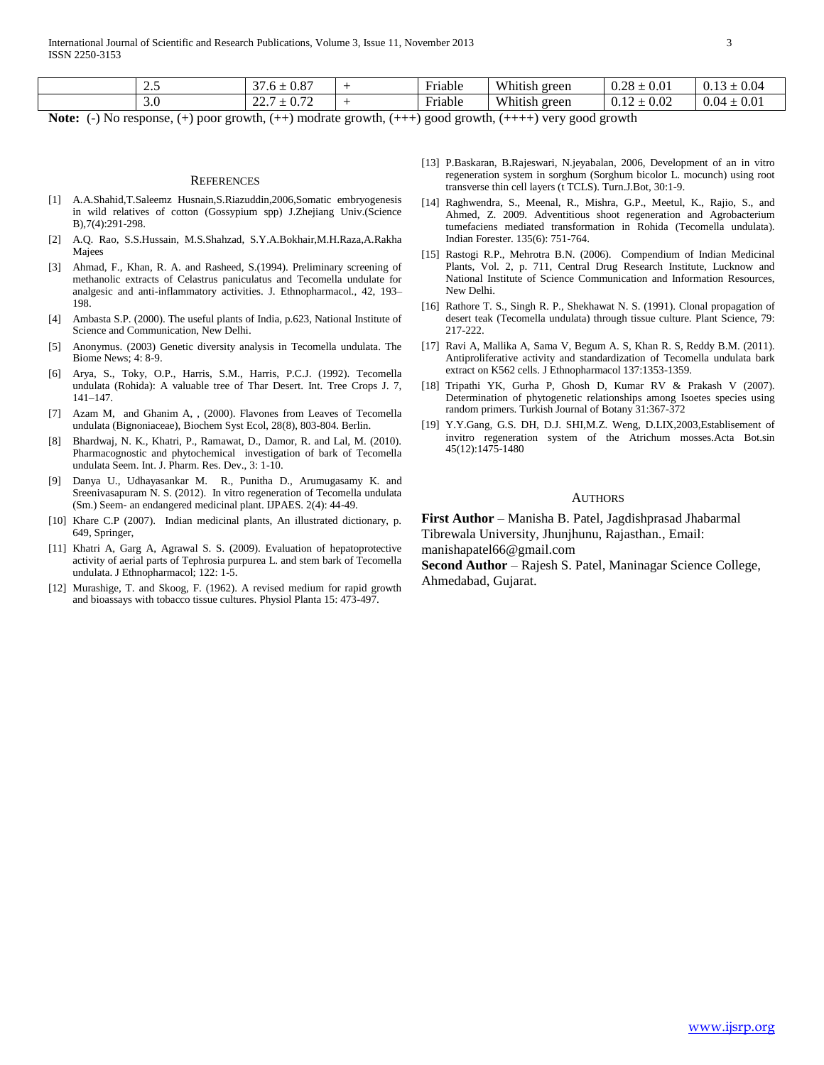| | | | | | | | |
|---|---|---|---|---|---|---|---|
| | 2.5 | 37.6 ± 0.87 | + | Friable | Whitish green | 0.28 ± 0.01 | 0.13 ± 0.04 |
| | 3.0 | 22.7 ± 0.72 | + | Friable | Whitish green | 0.12 ± 0.02 | 0.04 ± 0.01 |

**Note:** (-) No response, (+) poor growth, (++) modrate growth, (+++) good growth, (++++) very good growth

## REFERENCES

[1] A.A.Shahid,T.Saleemz Husnain,S.Riazuddin,2006,Somatic embryogenesis in wild relatives of cotton (Gossypium spp) J.Zhejiang Univ.(Science B),7(4):291-298.

[2] A.Q. Rao, S.S.Hussain, M.S.Shahzad, S.Y.A.Bokhair,M.H.Raza,A.Rakha Majees

[3] Ahmad, F., Khan, R. A. and Rasheed, S.(1994). Preliminary screening of methanolic extracts of Celastrus paniculatus and Tecomella undulate for analgesic and anti-inflammatory activities. J. Ethnopharmacol., 42, 193–198.

[4] Ambasta S.P. (2000). The useful plants of India, p.623, National Institute of Science and Communication, New Delhi.

[5] Anonymus. (2003) Genetic diversity analysis in Tecomella undulata. The Biome News; 4: 8-9.

[6] Arya, S., Toky, O.P., Harris, S.M., Harris, P.C.J. (1992). Tecomella undulata (Rohida): A valuable tree of Thar Desert. Int. Tree Crops J. 7, 141–147.

[7] Azam M, and Ghanim A, , (2000). Flavones from Leaves of Tecomella undulata (Bignoniaceae), Biochem Syst Ecol, 28(8), 803-804. Berlin.

[8] Bhardwaj, N. K., Khatri, P., Ramawat, D., Damor, R. and Lal, M. (2010). Pharmacognostic and phytochemical investigation of bark of Tecomella undulata Seem. Int. J. Pharm. Res. Dev., 3: 1-10.

[9] Danya U., Udhayasankar M. R., Punitha D., Arumugasamy K. and Sreenivasapuram N. S. (2012). In vitro regeneration of Tecomella undulata (Sm.) Seem- an endangered medicinal plant. IJPAES. 2(4): 44-49.

[10] Khare C.P (2007). Indian medicinal plants, An illustrated dictionary, p. 649, Springer,

[11] Khatri A, Garg A, Agrawal S. S. (2009). Evaluation of hepatoprotective activity of aerial parts of Tephrosia purpurea L. and stem bark of Tecomella undulata. J Ethnopharmacol; 122: 1-5.

[12] Murashige, T. and Skoog, F. (1962). A revised medium for rapid growth and bioassays with tobacco tissue cultures. Physiol Planta 15: 473-497.

[13] P.Baskaran, B.Rajeswari, N.jeyabalan, 2006, Development of an in vitro regeneration system in sorghum (Sorghum bicolor L. mocunch) using root transverse thin cell layers (t TCLS). Turn.J.Bot, 30:1-9.

[14] Raghwendra, S., Meenal, R., Mishra, G.P., Meetul, K., Rajio, S., and Ahmed, Z. 2009. Adventitious shoot regeneration and Agrobacterium tumefaciens mediated transformation in Rohida (Tecomella undulata). Indian Forester. 135(6): 751-764.

[15] Rastogi R.P., Mehrotra B.N. (2006). Compendium of Indian Medicinal Plants, Vol. 2, p. 711, Central Drug Research Institute, Lucknow and National Institute of Science Communication and Information Resources, New Delhi.

[16] Rathore T. S., Singh R. P., Shekhawat N. S. (1991). Clonal propagation of desert teak (Tecomella undulata) through tissue culture. Plant Science, 79: 217-222.

[17] Ravi A, Mallika A, Sama V, Begum A. S, Khan R. S, Reddy B.M. (2011). Antiproliferative activity and standardization of Tecomella undulata bark extract on K562 cells. J Ethnopharmacol 137:1353-1359.

[18] Tripathi YK, Gurha P, Ghosh D, Kumar RV & Prakash V (2007). Determination of phytogenetic relationships among Isoetes species using random primers. Turkish Journal of Botany 31:367-372

[19] Y.Y.Gang, G.S. DH, D.J. SHI,M.Z. Weng, D.LIX,2003,Establisement of invitro regeneration system of the Atrichum mosses.Acta Bot.sin 45(12):1475-1480

## AUTHORS

**First Author** – Manisha B. Patel, Jagdishprasad Jhabarmal Tibrewala University, Jhunjhunu, Rajasthan., Email: manishapatel66@gmail.com

**Second Author** – Rajesh S. Patel, Maninagar Science College, Ahmedabad, Gujarat.